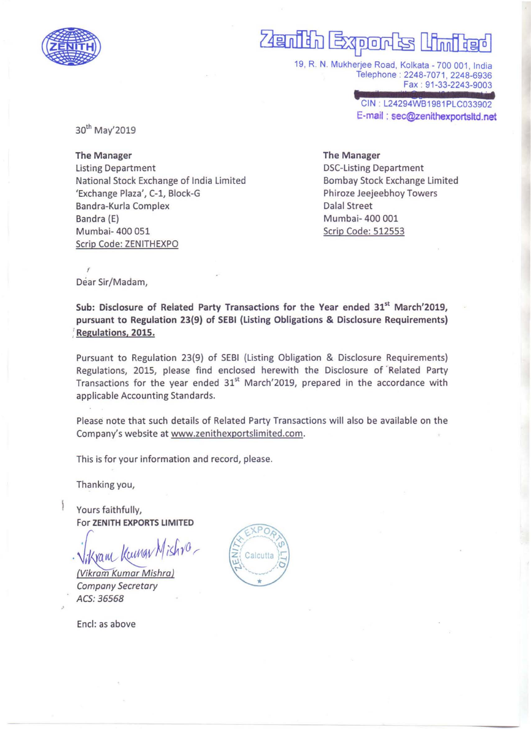# Zenith Exports Limited

19, R. N. Mukherjee Road, Kolkata - 700 001, India
Telephone : 2248-7071, 2248-6936
Fax : 91-33-2243-9003
CIN : L24294WB1981PLC033902
E-mail : sec@zenithexportsltd.net

30th May'2019

**The Manager**
Listing Department
National Stock Exchange of India Limited
'Exchange Plaza', C-1, Block-G
Bandra-Kurla Complex
Bandra (E)
Mumbai- 400 051
Scrip Code: ZENITHEXPO

**The Manager**
DSC-Listing Department
Bombay Stock Exchange Limited
Phiroze Jeejeebhoy Towers
Dalal Street
Mumbai- 400 001
Scrip Code: 512553

Dear Sir/Madam,

**Sub: Disclosure of Related Party Transactions for the Year ended 31st March'2019, pursuant to Regulation 23(9) of SEBI (Listing Obligations & Disclosure Requirements) Regulations, 2015.**

Pursuant to Regulation 23(9) of SEBI (Listing Obligation & Disclosure Requirements) Regulations, 2015, please find enclosed herewith the Disclosure of Related Party Transactions for the year ended 31st March'2019, prepared in the accordance with applicable Accounting Standards.

Please note that such details of Related Party Transactions will also be available on the Company's website at www.zenithexportslimited.com.

This is for your information and record, please.

Thanking you,

Yours faithfully,
For **ZENITH EXPORTS LIMITED**

Vikram Kumar Mishra

*(Vikram Kumar Mishra)*
*Company Secretary*
*ACS: 36568*

Encl: as above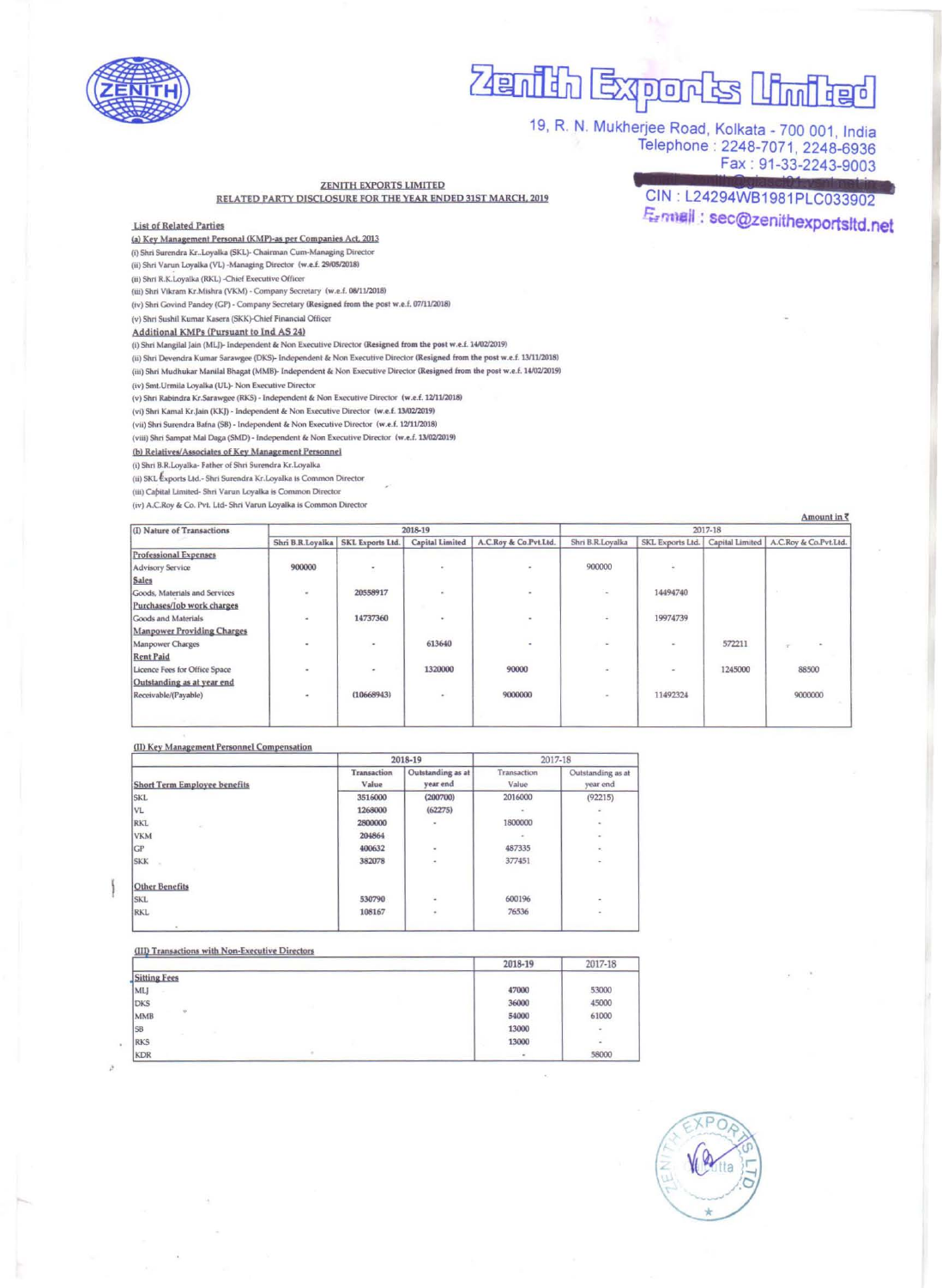# Zenith Exports Limited

19, R. N. Mukherjee Road, Kolkata - 700 001, India
Telephone : 2248-7071, 2248-6936
Fax : 91-33-2243-9003
CIN : L24294WB1981PLC033902
E-mail : sec@zenithexportsltd.net

## ZENITH EXPORTS LIMITED

### RELATED PARTY DISCLOSURE FOR THE YEAR ENDED 31ST MARCH, 2019

**List of Related Parties**

**(a) Key Management Personal (KMP)-as per Companies Act, 2013**

(i) Shri Surendra Kr..Loyalka (SKL)- Chairman Cum-Managing Director
(ii) Shri Varun Loyalka (VL) -Managing Director (w.e.f. 29/05/2018)
(ii) Shri R.K.Loyalka (RKL) -Chief Executive Officer
(iii) Shri Vikram Kr.Mishra (VKM) - Company Secretary (w.e.f. 08/11/2018)
(iv) Shri Govind Pandey (GP) - Company Secretary (Resigned from the post w.e.f. 07/11/2018)
(v) Shri Sushil Kumar Kasera (SKK)-Chief Financial Officer

**Additional KMPs (Pursuant to Ind AS 24)**

(i) Shri Mangilal Jain (MLJ)- Independent & Non Executive Director (Resigned from the post w.e.f. 14/02/2019)
(ii) Shri Devendra Kumar Sarawgee (DKS)- Independent & Non Executive Director (Resigned from the post w.e.f. 13/11/2018)
(iii) Shri Mudhukar Manilal Bhagat (MMB)- Independent & Non Executive Director (Resigned from the post w.e.f. 14/02/2019)
(iv) Smt.Urmila Loyalka (UL)- Non Executive Director
(v) Shri Rabindra Kr.Sarawgee (RKS) - Independent & Non Executive Director (w.e.f. 12/11/2018)
(vi) Shri Kamal Kr.Jain (KKJ) - Independent & Non Executive Director (w.e.f. 13/02/2019)
(vii) Shri Surendra Bafna (SB) - Independent & Non Executive Director (w.e.f. 12/11/2018)
(viii) Shri Sampat Mal Daga (SMD) - Independent & Non Executive Director (w.e.f. 13/02/2019)

**(b) Relatives/Associates of Key Management Personnel**

(i) Shri B.R.Loyalka- Father of Shri Surendra Kr.Loyalka
(ii) SKL Exports Ltd.- Shri Surendra Kr.Loyalka is Common Director
(iii) Capital Limited- Shri Varun Loyalka is Common Director
(iv) A.C.Roy & Co. Pvt. Ltd- Shri Varun Loyalka is Common Director

Amount in ₹

| (I) Nature of Transactions | 2018-19 | | | | 2017-18 | | | |
|---|---|---|---|---|---|---|---|---|
| | Shri B.R.Loyalka | SKL Exports Ltd. | Capital Limited | A.C.Roy & Co.Pvt.Ltd. | Shri B.R.Loyalka | SKL Exports Ltd. | Capital Limited | A.C.Roy & Co.Pvt.Ltd. |
| **Professional Expenses** | | | | | | | | |
| Advisory Service | 900000 | - | - | - | 900000 | - | | |
| **Sales** | | | | | | | | |
| Goods, Materials and Services | - | 20558917 | - | - | - | 14494740 | | |
| **Purchases/Job work charges** | | | | | | | | |
| Goods and Materials | - | 14737360 | - | - | - | 19974739 | | |
| **Manpower Providing Charges** | | | | | | | | |
| Manpower Charges | - | - | 613640 | - | - | - | 572211 | - |
| **Rent Paid** | | | | | | | | |
| Licence Fees for Office Space | - | - | 1320000 | 90000 | - | - | 1245000 | 88500 |
| **Outstanding as at year end** | | | | | | | | |
| Receivable/(Payable) | - | (10668943) | - | 9000000 | - | 11492324 | | 9000000 |

**(II) Key Management Personnel Compensation**

| | 2018-19 | | 2017-18 | |
|---|---|---|---|---|
| **Short Term Employee benefits** | Transaction Value | Outstanding as at year end | Transaction Value | Outstanding as at year end |
| SKL | 3516000 | (200700) | 2016000 | (92215) |
| VL | 1268000 | (62275) | - | - |
| RKL | 2800000 | - | 1800000 | - |
| VKM | 204864 | | - | - |
| GP | 400632 | - | 487335 | - |
| SKK | 382078 | - | 377451 | - |
| **Other Benefits** | | | | |
| SKL | 530790 | - | 600196 | - |
| RKL | 108167 | - | 76536 | - |

**(III) Transactions with Non-Executive Directors**

| | 2018-19 | 2017-18 |
|---|---|---|
| **Sitting Fees** | | |
| MLJ | 47000 | 53000 |
| DKS | 36000 | 45000 |
| MMB | 54000 | 61000 |
| SB | 13000 | - |
| RKS | 13000 | - |
| KDR | - | 58000 |